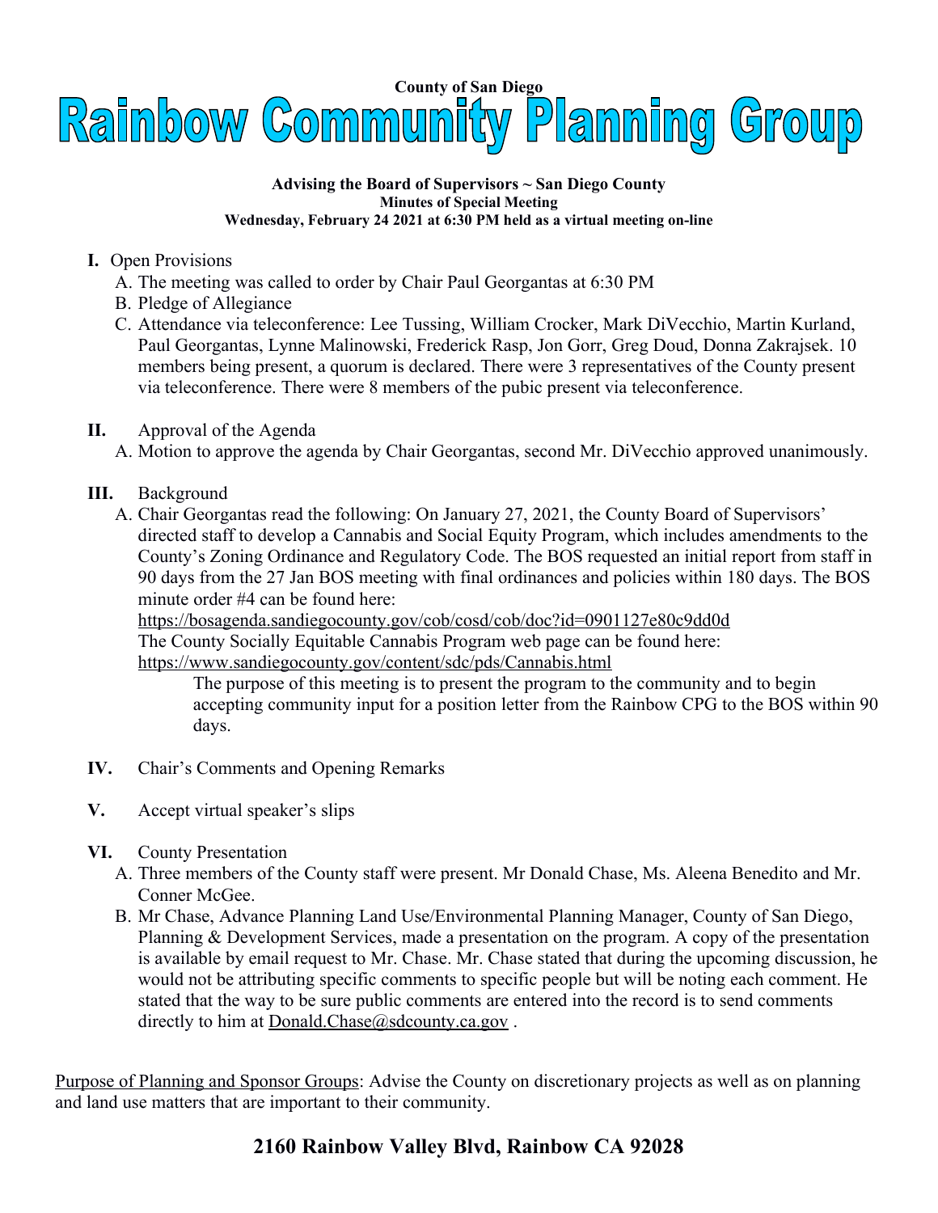**County of San Diego**

# Rainbow Community Planning Group

**Advising the Board of Supervisors ~ San Diego County**
**Minutes of Special Meeting**
**Wednesday, February 24 2021 at 6:30 PM held as a virtual meeting on-line**

**I.** Open Provisions

A. The meeting was called to order by Chair Paul Georgantas at 6:30 PM

B. Pledge of Allegiance

C. Attendance via teleconference: Lee Tussing, William Crocker, Mark DiVecchio, Martin Kurland, Paul Georgantas, Lynne Malinowski, Frederick Rasp, Jon Gorr, Greg Doud, Donna Zakrajsek. 10 members being present, a quorum is declared. There were 3 representatives of the County present via teleconference. There were 8 members of the pubic present via teleconference.

**II.** Approval of the Agenda

A. Motion to approve the agenda by Chair Georgantas, second Mr. DiVecchio approved unanimously.

**III.** Background

A. Chair Georgantas read the following: On January 27, 2021, the County Board of Supervisors' directed staff to develop a Cannabis and Social Equity Program, which includes amendments to the County's Zoning Ordinance and Regulatory Code. The BOS requested an initial report from staff in 90 days from the 27 Jan BOS meeting with final ordinances and policies within 180 days. The BOS minute order #4 can be found here:
https://bosagenda.sandiegocounty.gov/cob/cosd/cob/doc?id=0901127e80c9dd0d
The County Socially Equitable Cannabis Program web page can be found here:
https://www.sandiegocounty.gov/content/sdc/pds/Cannabis.html

The purpose of this meeting is to present the program to the community and to begin accepting community input for a position letter from the Rainbow CPG to the BOS within 90 days.

**IV.** Chair's Comments and Opening Remarks

**V.** Accept virtual speaker's slips

**VI.** County Presentation

A. Three members of the County staff were present. Mr Donald Chase, Ms. Aleena Benedito and Mr. Conner McGee.

B. Mr Chase, Advance Planning Land Use/Environmental Planning Manager, County of San Diego, Planning & Development Services, made a presentation on the program. A copy of the presentation is available by email request to Mr. Chase. Mr. Chase stated that during the upcoming discussion, he would not be attributing specific comments to specific people but will be noting each comment. He stated that the way to be sure public comments are entered into the record is to send comments directly to him at Donald.Chase@sdcounty.ca.gov .

Purpose of Planning and Sponsor Groups: Advise the County on discretionary projects as well as on planning and land use matters that are important to their community.

**2160 Rainbow Valley Blvd, Rainbow CA 92028**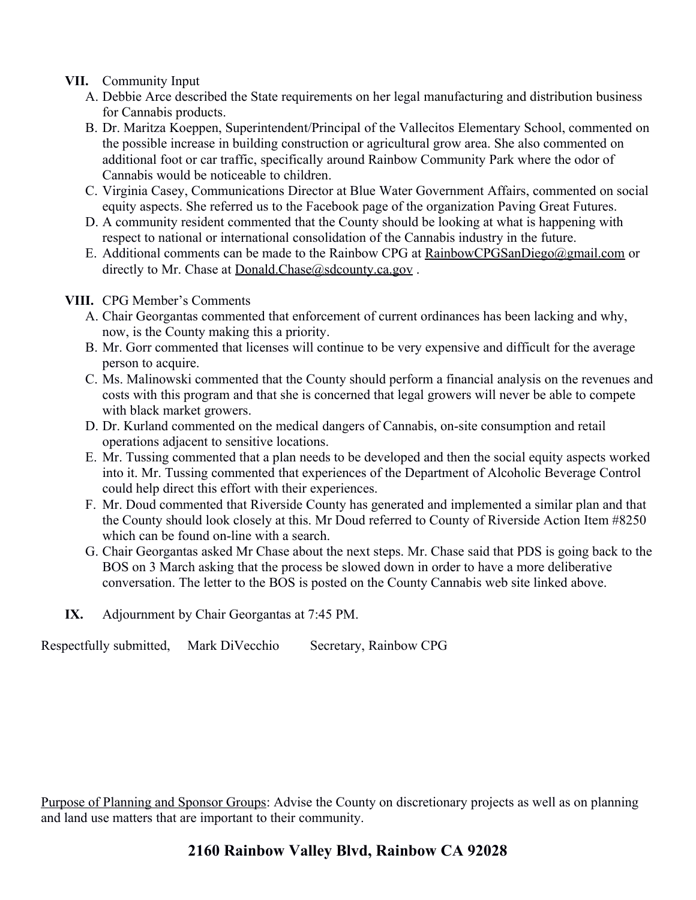**VII.** Community Input

A. Debbie Arce described the State requirements on her legal manufacturing and distribution business for Cannabis products.

B. Dr. Maritza Koeppen, Superintendent/Principal of the Vallecitos Elementary School, commented on the possible increase in building construction or agricultural grow area. She also commented on additional foot or car traffic, specifically around Rainbow Community Park where the odor of Cannabis would be noticeable to children.

C. Virginia Casey, Communications Director at Blue Water Government Affairs, commented on social equity aspects. She referred us to the Facebook page of the organization Paving Great Futures.

D. A community resident commented that the County should be looking at what is happening with respect to national or international consolidation of the Cannabis industry in the future.

E. Additional comments can be made to the Rainbow CPG at RainbowCPGSanDiego@gmail.com or directly to Mr. Chase at Donald.Chase@sdcounty.ca.gov .

**VIII.** CPG Member's Comments

A. Chair Georgantas commented that enforcement of current ordinances has been lacking and why, now, is the County making this a priority.

B. Mr. Gorr commented that licenses will continue to be very expensive and difficult for the average person to acquire.

C. Ms. Malinowski commented that the County should perform a financial analysis on the revenues and costs with this program and that she is concerned that legal growers will never be able to compete with black market growers.

D. Dr. Kurland commented on the medical dangers of Cannabis, on-site consumption and retail operations adjacent to sensitive locations.

E. Mr. Tussing commented that a plan needs to be developed and then the social equity aspects worked into it. Mr. Tussing commented that experiences of the Department of Alcoholic Beverage Control could help direct this effort with their experiences.

F. Mr. Doud commented that Riverside County has generated and implemented a similar plan and that the County should look closely at this. Mr Doud referred to County of Riverside Action Item #8250 which can be found on-line with a search.

G. Chair Georgantas asked Mr Chase about the next steps. Mr. Chase said that PDS is going back to the BOS on 3 March asking that the process be slowed down in order to have a more deliberative conversation. The letter to the BOS is posted on the County Cannabis web site linked above.

**IX.** Adjournment by Chair Georgantas at 7:45 PM.

Respectfully submitted, Mark DiVecchio Secretary, Rainbow CPG

Purpose of Planning and Sponsor Groups: Advise the County on discretionary projects as well as on planning and land use matters that are important to their community.

**2160 Rainbow Valley Blvd, Rainbow CA 92028**